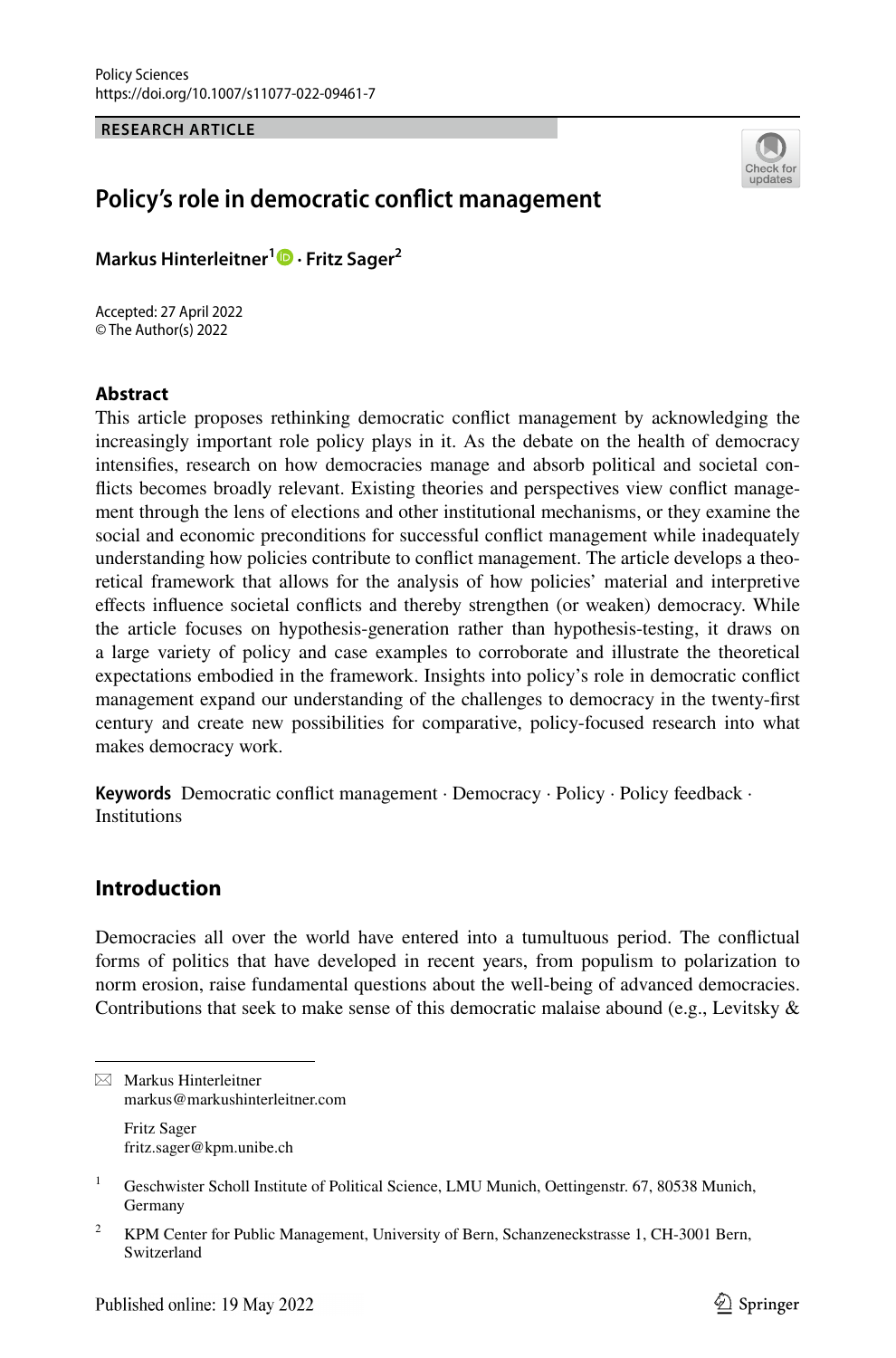RESEARCH ARTICLE

# Policy's role in democratic conflict management

**Markus Hinterleitner[1] · Fritz Sager[2]**

Accepted: 27 April 2022
© The Author(s) 2022

## Abstract

This article proposes rethinking democratic conflict management by acknowledging the increasingly important role policy plays in it. As the debate on the health of democracy intensifies, research on how democracies manage and absorb political and societal conflicts becomes broadly relevant. Existing theories and perspectives view conflict management through the lens of elections and other institutional mechanisms, or they examine the social and economic preconditions for successful conflict management while inadequately understanding how policies contribute to conflict management. The article develops a theoretical framework that allows for the analysis of how policies' material and interpretive effects influence societal conflicts and thereby strengthen (or weaken) democracy. While the article focuses on hypothesis-generation rather than hypothesis-testing, it draws on a large variety of policy and case examples to corroborate and illustrate the theoretical expectations embodied in the framework. Insights into policy's role in democratic conflict management expand our understanding of the challenges to democracy in the twenty-first century and create new possibilities for comparative, policy-focused research into what makes democracy work.

**Keywords** Democratic conflict management · Democracy · Policy · Policy feedback · Institutions

## Introduction

Democracies all over the world have entered into a tumultuous period. The conflictual forms of politics that have developed in recent years, from populism to polarization to norm erosion, raise fundamental questions about the well-being of advanced democracies. Contributions that seek to make sense of this democratic malaise abound (e.g., Levitsky &

---

✉ Markus Hinterleitner
markus@markushinterleitner.com

Fritz Sager
fritz.sager@kpm.unibe.ch

[1] Geschwister Scholl Institute of Political Science, LMU Munich, Oettingenstr. 67, 80538 Munich, Germany

[2] KPM Center for Public Management, University of Bern, Schanzeneckstrasse 1, CH-3001 Bern, Switzerland

Published online: 19 May 2022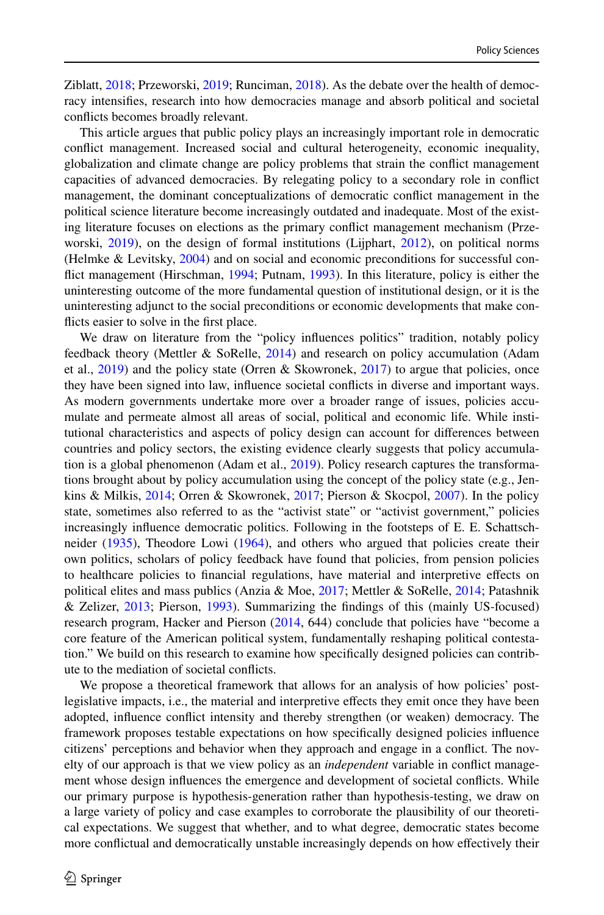Ziblatt, 2018; Przeworski, 2019; Runciman, 2018). As the debate over the health of democracy intensifies, research into how democracies manage and absorb political and societal conflicts becomes broadly relevant.

This article argues that public policy plays an increasingly important role in democratic conflict management. Increased social and cultural heterogeneity, economic inequality, globalization and climate change are policy problems that strain the conflict management capacities of advanced democracies. By relegating policy to a secondary role in conflict management, the dominant conceptualizations of democratic conflict management in the political science literature become increasingly outdated and inadequate. Most of the existing literature focuses on elections as the primary conflict management mechanism (Przeworski, 2019), on the design of formal institutions (Lijphart, 2012), on political norms (Helmke & Levitsky, 2004) and on social and economic preconditions for successful conflict management (Hirschman, 1994; Putnam, 1993). In this literature, policy is either the uninteresting outcome of the more fundamental question of institutional design, or it is the uninteresting adjunct to the social preconditions or economic developments that make conflicts easier to solve in the first place.

We draw on literature from the "policy influences politics" tradition, notably policy feedback theory (Mettler & SoRelle, 2014) and research on policy accumulation (Adam et al., 2019) and the policy state (Orren & Skowronek, 2017) to argue that policies, once they have been signed into law, influence societal conflicts in diverse and important ways. As modern governments undertake more over a broader range of issues, policies accumulate and permeate almost all areas of social, political and economic life. While institutional characteristics and aspects of policy design can account for differences between countries and policy sectors, the existing evidence clearly suggests that policy accumulation is a global phenomenon (Adam et al., 2019). Policy research captures the transformations brought about by policy accumulation using the concept of the policy state (e.g., Jenkins & Milkis, 2014; Orren & Skowronek, 2017; Pierson & Skocpol, 2007). In the policy state, sometimes also referred to as the "activist state" or "activist government," policies increasingly influence democratic politics. Following in the footsteps of E. E. Schattschneider (1935), Theodore Lowi (1964), and others who argued that policies create their own politics, scholars of policy feedback have found that policies, from pension policies to healthcare policies to financial regulations, have material and interpretive effects on political elites and mass publics (Anzia & Moe, 2017; Mettler & SoRelle, 2014; Patashnik & Zelizer, 2013; Pierson, 1993). Summarizing the findings of this (mainly US-focused) research program, Hacker and Pierson (2014, 644) conclude that policies have "become a core feature of the American political system, fundamentally reshaping political contestation." We build on this research to examine how specifically designed policies can contribute to the mediation of societal conflicts.

We propose a theoretical framework that allows for an analysis of how policies' post-legislative impacts, i.e., the material and interpretive effects they emit once they have been adopted, influence conflict intensity and thereby strengthen (or weaken) democracy. The framework proposes testable expectations on how specifically designed policies influence citizens' perceptions and behavior when they approach and engage in a conflict. The novelty of our approach is that we view policy as an *independent* variable in conflict management whose design influences the emergence and development of societal conflicts. While our primary purpose is hypothesis-generation rather than hypothesis-testing, we draw on a large variety of policy and case examples to corroborate the plausibility of our theoretical expectations. We suggest that whether, and to what degree, democratic states become more conflictual and democratically unstable increasingly depends on how effectively their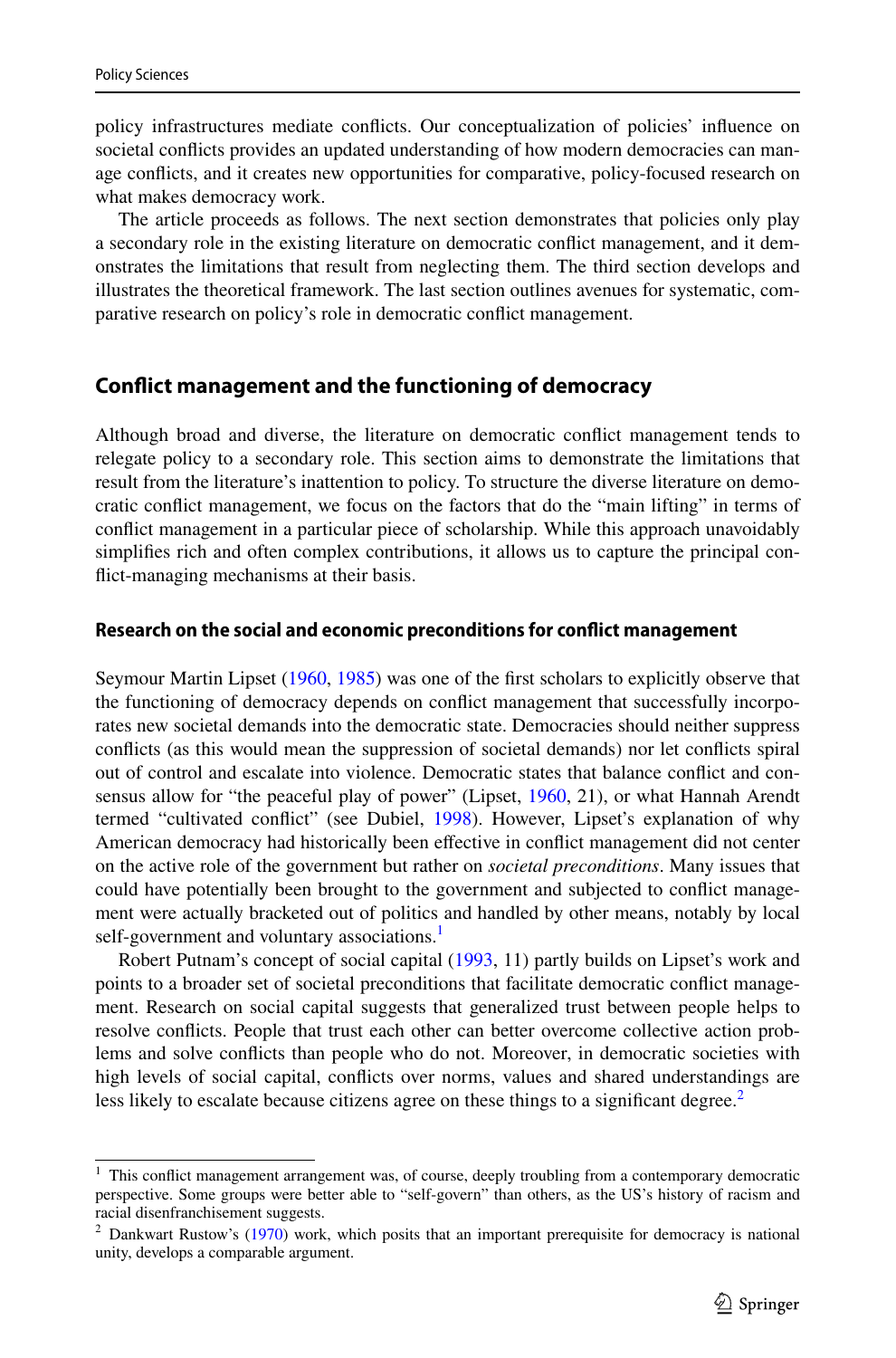policy infrastructures mediate conflicts. Our conceptualization of policies' influence on societal conflicts provides an updated understanding of how modern democracies can manage conflicts, and it creates new opportunities for comparative, policy-focused research on what makes democracy work.

The article proceeds as follows. The next section demonstrates that policies only play a secondary role in the existing literature on democratic conflict management, and it demonstrates the limitations that result from neglecting them. The third section develops and illustrates the theoretical framework. The last section outlines avenues for systematic, comparative research on policy's role in democratic conflict management.

## Conflict management and the functioning of democracy

Although broad and diverse, the literature on democratic conflict management tends to relegate policy to a secondary role. This section aims to demonstrate the limitations that result from the literature's inattention to policy. To structure the diverse literature on democratic conflict management, we focus on the factors that do the "main lifting" in terms of conflict management in a particular piece of scholarship. While this approach unavoidably simplifies rich and often complex contributions, it allows us to capture the principal conflict-managing mechanisms at their basis.

### Research on the social and economic preconditions for conflict management

Seymour Martin Lipset (1960, 1985) was one of the first scholars to explicitly observe that the functioning of democracy depends on conflict management that successfully incorporates new societal demands into the democratic state. Democracies should neither suppress conflicts (as this would mean the suppression of societal demands) nor let conflicts spiral out of control and escalate into violence. Democratic states that balance conflict and consensus allow for "the peaceful play of power" (Lipset, 1960, 21), or what Hannah Arendt termed "cultivated conflict" (see Dubiel, 1998). However, Lipset's explanation of why American democracy had historically been effective in conflict management did not center on the active role of the government but rather on *societal preconditions*. Many issues that could have potentially been brought to the government and subjected to conflict management were actually bracketed out of politics and handled by other means, notably by local self-government and voluntary associations.[1]

Robert Putnam's concept of social capital (1993, 11) partly builds on Lipset's work and points to a broader set of societal preconditions that facilitate democratic conflict management. Research on social capital suggests that generalized trust between people helps to resolve conflicts. People that trust each other can better overcome collective action problems and solve conflicts than people who do not. Moreover, in democratic societies with high levels of social capital, conflicts over norms, values and shared understandings are less likely to escalate because citizens agree on these things to a significant degree.[2]

---

[1] This conflict management arrangement was, of course, deeply troubling from a contemporary democratic perspective. Some groups were better able to "self-govern" than others, as the US's history of racism and racial disenfranchisement suggests.

[2] Dankwart Rustow's (1970) work, which posits that an important prerequisite for democracy is national unity, develops a comparable argument.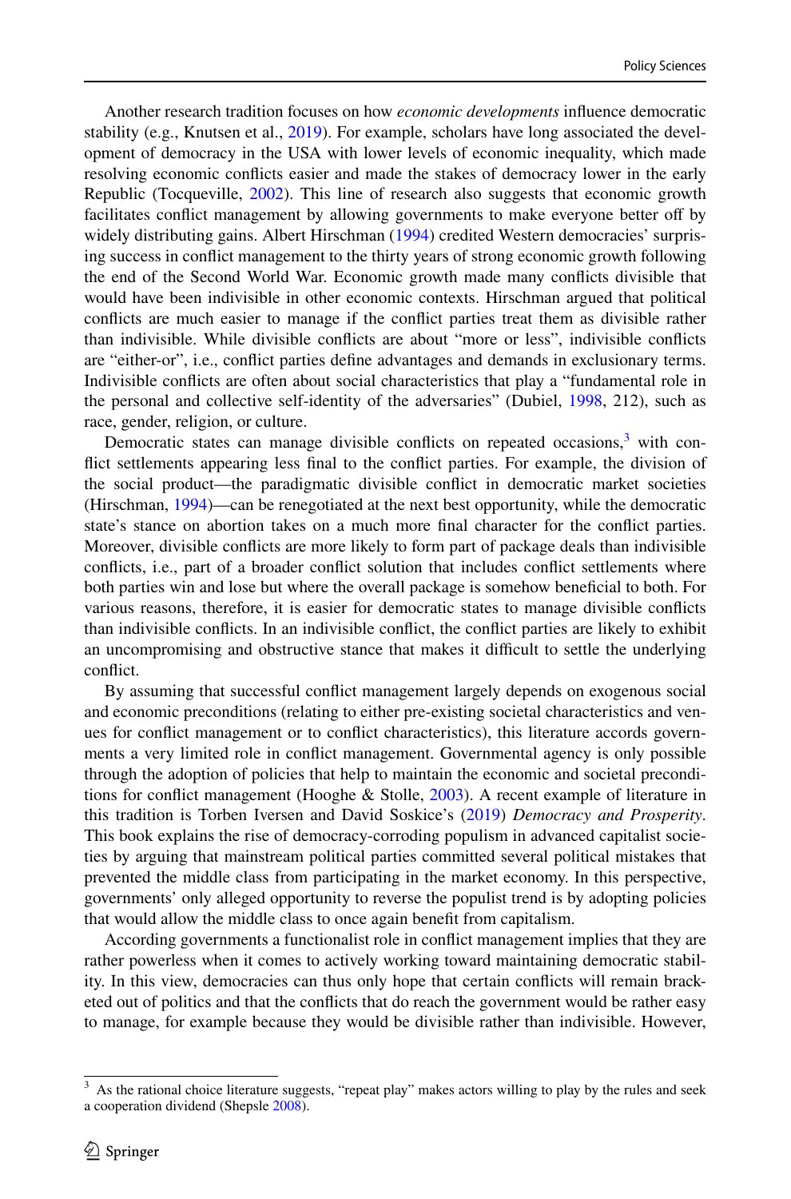Another research tradition focuses on how *economic developments* influence democratic stability (e.g., Knutsen et al., 2019). For example, scholars have long associated the development of democracy in the USA with lower levels of economic inequality, which made resolving economic conflicts easier and made the stakes of democracy lower in the early Republic (Tocqueville, 2002). This line of research also suggests that economic growth facilitates conflict management by allowing governments to make everyone better off by widely distributing gains. Albert Hirschman (1994) credited Western democracies' surprising success in conflict management to the thirty years of strong economic growth following the end of the Second World War. Economic growth made many conflicts divisible that would have been indivisible in other economic contexts. Hirschman argued that political conflicts are much easier to manage if the conflict parties treat them as divisible rather than indivisible. While divisible conflicts are about "more or less", indivisible conflicts are "either-or", i.e., conflict parties define advantages and demands in exclusionary terms. Indivisible conflicts are often about social characteristics that play a "fundamental role in the personal and collective self-identity of the adversaries" (Dubiel, 1998, 212), such as race, gender, religion, or culture.

Democratic states can manage divisible conflicts on repeated occasions,[3] with conflict settlements appearing less final to the conflict parties. For example, the division of the social product—the paradigmatic divisible conflict in democratic market societies (Hirschman, 1994)—can be renegotiated at the next best opportunity, while the democratic state's stance on abortion takes on a much more final character for the conflict parties. Moreover, divisible conflicts are more likely to form part of package deals than indivisible conflicts, i.e., part of a broader conflict solution that includes conflict settlements where both parties win and lose but where the overall package is somehow beneficial to both. For various reasons, therefore, it is easier for democratic states to manage divisible conflicts than indivisible conflicts. In an indivisible conflict, the conflict parties are likely to exhibit an uncompromising and obstructive stance that makes it difficult to settle the underlying conflict.

By assuming that successful conflict management largely depends on exogenous social and economic preconditions (relating to either pre-existing societal characteristics and venues for conflict management or to conflict characteristics), this literature accords governments a very limited role in conflict management. Governmental agency is only possible through the adoption of policies that help to maintain the economic and societal preconditions for conflict management (Hooghe & Stolle, 2003). A recent example of literature in this tradition is Torben Iversen and David Soskice's (2019) *Democracy and Prosperity*. This book explains the rise of democracy-corroding populism in advanced capitalist societies by arguing that mainstream political parties committed several political mistakes that prevented the middle class from participating in the market economy. In this perspective, governments' only alleged opportunity to reverse the populist trend is by adopting policies that would allow the middle class to once again benefit from capitalism.

According governments a functionalist role in conflict management implies that they are rather powerless when it comes to actively working toward maintaining democratic stability. In this view, democracies can thus only hope that certain conflicts will remain bracketed out of politics and that the conflicts that do reach the government would be rather easy to manage, for example because they would be divisible rather than indivisible. However,

[3] As the rational choice literature suggests, "repeat play" makes actors willing to play by the rules and seek a cooperation dividend (Shepsle 2008).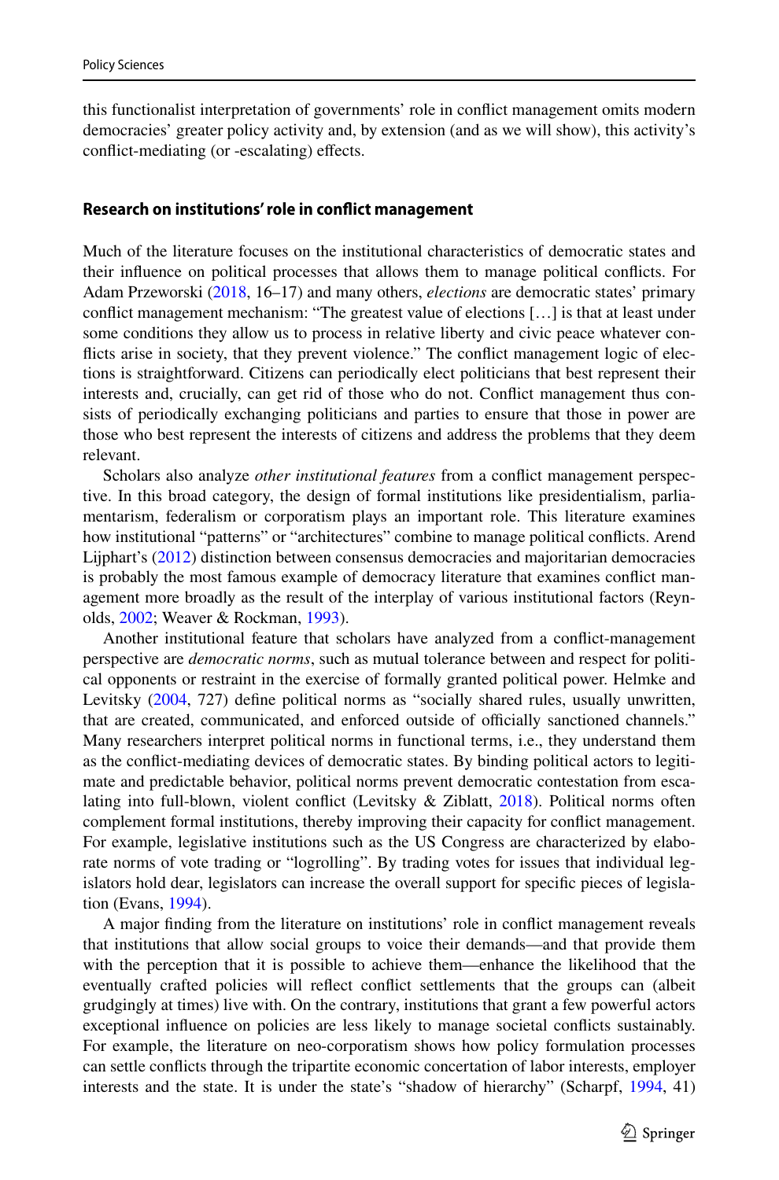this functionalist interpretation of governments' role in conflict management omits modern democracies' greater policy activity and, by extension (and as we will show), this activity's conflict-mediating (or -escalating) effects.

### Research on institutions' role in conflict management

Much of the literature focuses on the institutional characteristics of democratic states and their influence on political processes that allows them to manage political conflicts. For Adam Przeworski (2018, 16–17) and many others, *elections* are democratic states' primary conflict management mechanism: "The greatest value of elections […] is that at least under some conditions they allow us to process in relative liberty and civic peace whatever conflicts arise in society, that they prevent violence." The conflict management logic of elections is straightforward. Citizens can periodically elect politicians that best represent their interests and, crucially, can get rid of those who do not. Conflict management thus consists of periodically exchanging politicians and parties to ensure that those in power are those who best represent the interests of citizens and address the problems that they deem relevant.

Scholars also analyze *other institutional features* from a conflict management perspective. In this broad category, the design of formal institutions like presidentialism, parliamentarism, federalism or corporatism plays an important role. This literature examines how institutional "patterns" or "architectures" combine to manage political conflicts. Arend Lijphart's (2012) distinction between consensus democracies and majoritarian democracies is probably the most famous example of democracy literature that examines conflict management more broadly as the result of the interplay of various institutional factors (Reynolds, 2002; Weaver & Rockman, 1993).

Another institutional feature that scholars have analyzed from a conflict-management perspective are *democratic norms*, such as mutual tolerance between and respect for political opponents or restraint in the exercise of formally granted political power. Helmke and Levitsky (2004, 727) define political norms as "socially shared rules, usually unwritten, that are created, communicated, and enforced outside of officially sanctioned channels." Many researchers interpret political norms in functional terms, i.e., they understand them as the conflict-mediating devices of democratic states. By binding political actors to legitimate and predictable behavior, political norms prevent democratic contestation from escalating into full-blown, violent conflict (Levitsky & Ziblatt, 2018). Political norms often complement formal institutions, thereby improving their capacity for conflict management. For example, legislative institutions such as the US Congress are characterized by elaborate norms of vote trading or "logrolling". By trading votes for issues that individual legislators hold dear, legislators can increase the overall support for specific pieces of legislation (Evans, 1994).

A major finding from the literature on institutions' role in conflict management reveals that institutions that allow social groups to voice their demands—and that provide them with the perception that it is possible to achieve them—enhance the likelihood that the eventually crafted policies will reflect conflict settlements that the groups can (albeit grudgingly at times) live with. On the contrary, institutions that grant a few powerful actors exceptional influence on policies are less likely to manage societal conflicts sustainably. For example, the literature on neo-corporatism shows how policy formulation processes can settle conflicts through the tripartite economic concertation of labor interests, employer interests and the state. It is under the state's "shadow of hierarchy" (Scharpf, 1994, 41)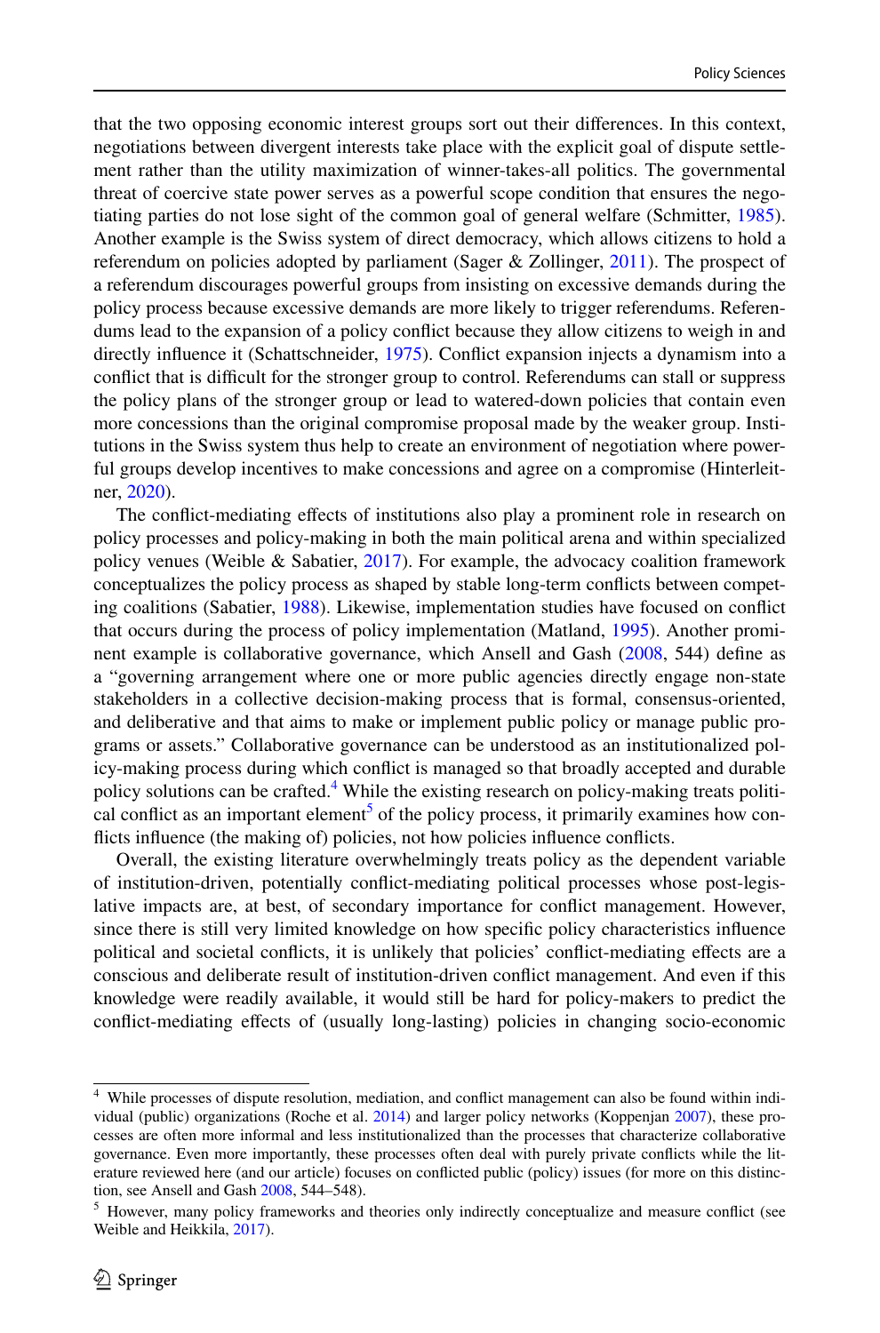that the two opposing economic interest groups sort out their differences. In this context, negotiations between divergent interests take place with the explicit goal of dispute settlement rather than the utility maximization of winner-takes-all politics. The governmental threat of coercive state power serves as a powerful scope condition that ensures the negotiating parties do not lose sight of the common goal of general welfare (Schmitter, 1985). Another example is the Swiss system of direct democracy, which allows citizens to hold a referendum on policies adopted by parliament (Sager & Zollinger, 2011). The prospect of a referendum discourages powerful groups from insisting on excessive demands during the policy process because excessive demands are more likely to trigger referendums. Referendums lead to the expansion of a policy conflict because they allow citizens to weigh in and directly influence it (Schattschneider, 1975). Conflict expansion injects a dynamism into a conflict that is difficult for the stronger group to control. Referendums can stall or suppress the policy plans of the stronger group or lead to watered-down policies that contain even more concessions than the original compromise proposal made by the weaker group. Institutions in the Swiss system thus help to create an environment of negotiation where powerful groups develop incentives to make concessions and agree on a compromise (Hinterleitner, 2020).

The conflict-mediating effects of institutions also play a prominent role in research on policy processes and policy-making in both the main political arena and within specialized policy venues (Weible & Sabatier, 2017). For example, the advocacy coalition framework conceptualizes the policy process as shaped by stable long-term conflicts between competing coalitions (Sabatier, 1988). Likewise, implementation studies have focused on conflict that occurs during the process of policy implementation (Matland, 1995). Another prominent example is collaborative governance, which Ansell and Gash (2008, 544) define as a "governing arrangement where one or more public agencies directly engage non-state stakeholders in a collective decision-making process that is formal, consensus-oriented, and deliberative and that aims to make or implement public policy or manage public programs or assets." Collaborative governance can be understood as an institutionalized policy-making process during which conflict is managed so that broadly accepted and durable policy solutions can be crafted.[4] While the existing research on policy-making treats political conflict as an important element[5] of the policy process, it primarily examines how conflicts influence (the making of) policies, not how policies influence conflicts.

Overall, the existing literature overwhelmingly treats policy as the dependent variable of institution-driven, potentially conflict-mediating political processes whose post-legislative impacts are, at best, of secondary importance for conflict management. However, since there is still very limited knowledge on how specific policy characteristics influence political and societal conflicts, it is unlikely that policies' conflict-mediating effects are a conscious and deliberate result of institution-driven conflict management. And even if this knowledge were readily available, it would still be hard for policy-makers to predict the conflict-mediating effects of (usually long-lasting) policies in changing socio-economic

---

[4] While processes of dispute resolution, mediation, and conflict management can also be found within individual (public) organizations (Roche et al. 2014) and larger policy networks (Koppenjan 2007), these processes are often more informal and less institutionalized than the processes that characterize collaborative governance. Even more importantly, these processes often deal with purely private conflicts while the literature reviewed here (and our article) focuses on conflicted public (policy) issues (for more on this distinction, see Ansell and Gash 2008, 544–548).

[5] However, many policy frameworks and theories only indirectly conceptualize and measure conflict (see Weible and Heikkila, 2017).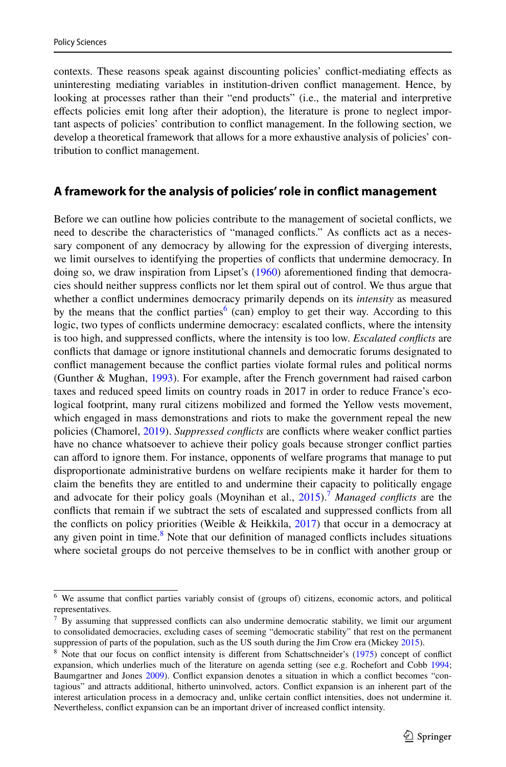contexts. These reasons speak against discounting policies' conflict-mediating effects as uninteresting mediating variables in institution-driven conflict management. Hence, by looking at processes rather than their "end products" (i.e., the material and interpretive effects policies emit long after their adoption), the literature is prone to neglect important aspects of policies' contribution to conflict management. In the following section, we develop a theoretical framework that allows for a more exhaustive analysis of policies' contribution to conflict management.

## A framework for the analysis of policies' role in conflict management

Before we can outline how policies contribute to the management of societal conflicts, we need to describe the characteristics of "managed conflicts." As conflicts act as a necessary component of any democracy by allowing for the expression of diverging interests, we limit ourselves to identifying the properties of conflicts that undermine democracy. In doing so, we draw inspiration from Lipset's (1960) aforementioned finding that democracies should neither suppress conflicts nor let them spiral out of control. We thus argue that whether a conflict undermines democracy primarily depends on its *intensity* as measured by the means that the conflict parties[6] (can) employ to get their way. According to this logic, two types of conflicts undermine democracy: escalated conflicts, where the intensity is too high, and suppressed conflicts, where the intensity is too low. *Escalated conflicts* are conflicts that damage or ignore institutional channels and democratic forums designated to conflict management because the conflict parties violate formal rules and political norms (Gunther & Mughan, 1993). For example, after the French government had raised carbon taxes and reduced speed limits on country roads in 2017 in order to reduce France's ecological footprint, many rural citizens mobilized and formed the Yellow vests movement, which engaged in mass demonstrations and riots to make the government repeal the new policies (Chamorel, 2019). *Suppressed conflicts* are conflicts where weaker conflict parties have no chance whatsoever to achieve their policy goals because stronger conflict parties can afford to ignore them. For instance, opponents of welfare programs that manage to put disproportionate administrative burdens on welfare recipients make it harder for them to claim the benefits they are entitled to and undermine their capacity to politically engage and advocate for their policy goals (Moynihan et al., 2015).[7] *Managed conflicts* are the conflicts that remain if we subtract the sets of escalated and suppressed conflicts from all the conflicts on policy priorities (Weible & Heikkila, 2017) that occur in a democracy at any given point in time.[8] Note that our definition of managed conflicts includes situations where societal groups do not perceive themselves to be in conflict with another group or

[6] We assume that conflict parties variably consist of (groups of) citizens, economic actors, and political representatives.

[7] By assuming that suppressed conflicts can also undermine democratic stability, we limit our argument to consolidated democracies, excluding cases of seeming "democratic stability" that rest on the permanent suppression of parts of the population, such as the US south during the Jim Crow era (Mickey 2015).

[8] Note that our focus on conflict intensity is different from Schattschneider's (1975) concept of conflict expansion, which underlies much of the literature on agenda setting (see e.g. Rochefort and Cobb 1994; Baumgartner and Jones 2009). Conflict expansion denotes a situation in which a conflict becomes "contagious" and attracts additional, hitherto uninvolved, actors. Conflict expansion is an inherent part of the interest articulation process in a democracy and, unlike certain conflict intensities, does not undermine it. Nevertheless, conflict expansion can be an important driver of increased conflict intensity.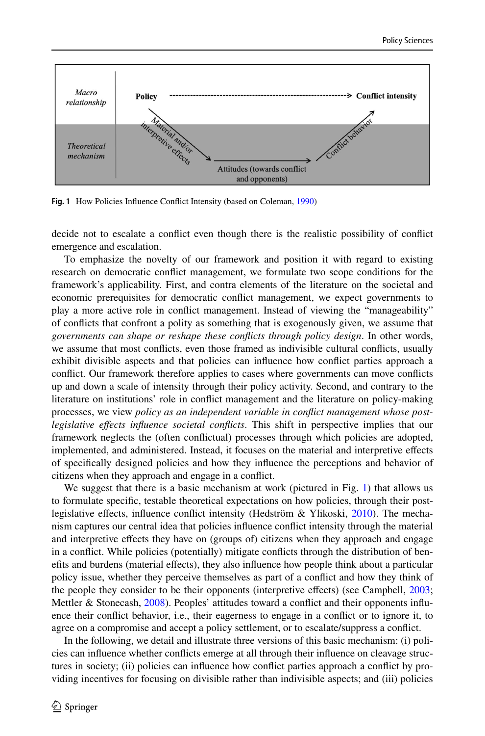Fig. 1 How Policies Influence Conflict Intensity (based on Coleman, 1990)

decide not to escalate a conflict even though there is the realistic possibility of conflict emergence and escalation.

To emphasize the novelty of our framework and position it with regard to existing research on democratic conflict management, we formulate two scope conditions for the framework's applicability. First, and contra elements of the literature on the societal and economic prerequisites for democratic conflict management, we expect governments to play a more active role in conflict management. Instead of viewing the "manageability" of conflicts that confront a polity as something that is exogenously given, we assume that *governments can shape or reshape these conflicts through policy design*. In other words, we assume that most conflicts, even those framed as indivisible cultural conflicts, usually exhibit divisible aspects and that policies can influence how conflict parties approach a conflict. Our framework therefore applies to cases where governments can move conflicts up and down a scale of intensity through their policy activity. Second, and contrary to the literature on institutions' role in conflict management and the literature on policy-making processes, we view *policy as an independent variable in conflict management whose post-legislative effects influence societal conflicts*. This shift in perspective implies that our framework neglects the (often conflictual) processes through which policies are adopted, implemented, and administered. Instead, it focuses on the material and interpretive effects of specifically designed policies and how they influence the perceptions and behavior of citizens when they approach and engage in a conflict.

We suggest that there is a basic mechanism at work (pictured in Fig. 1) that allows us to formulate specific, testable theoretical expectations on how policies, through their post-legislative effects, influence conflict intensity (Hedström & Ylikoski, 2010). The mechanism captures our central idea that policies influence conflict intensity through the material and interpretive effects they have on (groups of) citizens when they approach and engage in a conflict. While policies (potentially) mitigate conflicts through the distribution of benefits and burdens (material effects), they also influence how people think about a particular policy issue, whether they perceive themselves as part of a conflict and how they think of the people they consider to be their opponents (interpretive effects) (see Campbell, 2003; Mettler & Stonecash, 2008). Peoples' attitudes toward a conflict and their opponents influence their conflict behavior, i.e., their eagerness to engage in a conflict or to ignore it, to agree on a compromise and accept a policy settlement, or to escalate/suppress a conflict.

In the following, we detail and illustrate three versions of this basic mechanism: (i) policies can influence whether conflicts emerge at all through their influence on cleavage structures in society; (ii) policies can influence how conflict parties approach a conflict by providing incentives for focusing on divisible rather than indivisible aspects; and (iii) policies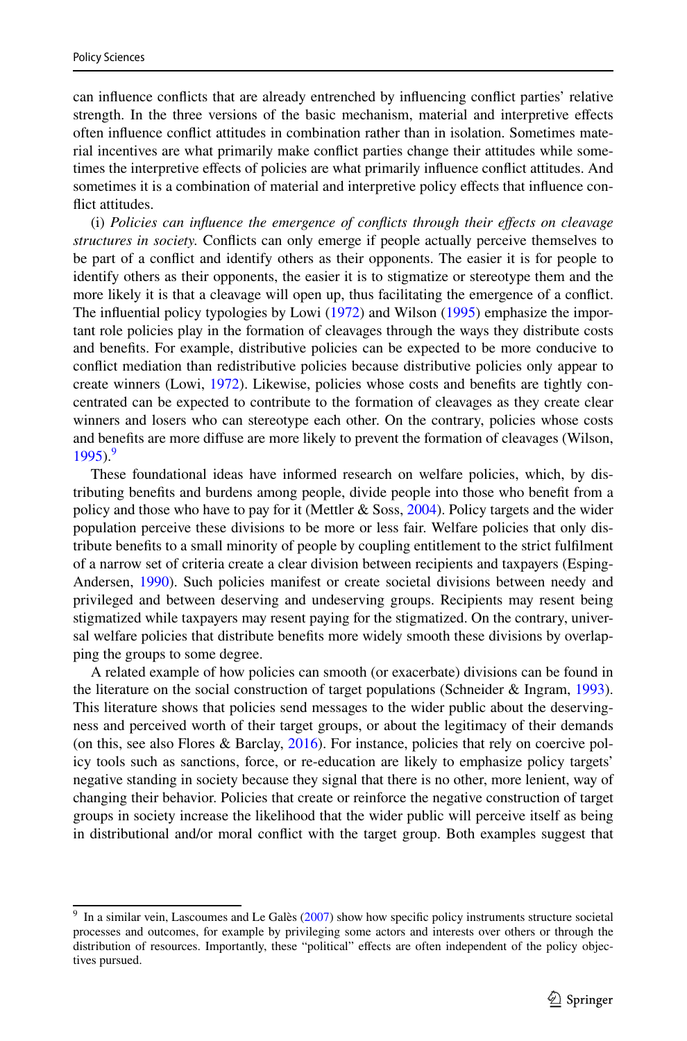can influence conflicts that are already entrenched by influencing conflict parties' relative strength. In the three versions of the basic mechanism, material and interpretive effects often influence conflict attitudes in combination rather than in isolation. Sometimes material incentives are what primarily make conflict parties change their attitudes while sometimes the interpretive effects of policies are what primarily influence conflict attitudes. And sometimes it is a combination of material and interpretive policy effects that influence conflict attitudes.

(i) *Policies can influence the emergence of conflicts through their effects on cleavage structures in society.* Conflicts can only emerge if people actually perceive themselves to be part of a conflict and identify others as their opponents. The easier it is for people to identify others as their opponents, the easier it is to stigmatize or stereotype them and the more likely it is that a cleavage will open up, thus facilitating the emergence of a conflict. The influential policy typologies by Lowi (1972) and Wilson (1995) emphasize the important role policies play in the formation of cleavages through the ways they distribute costs and benefits. For example, distributive policies can be expected to be more conducive to conflict mediation than redistributive policies because distributive policies only appear to create winners (Lowi, 1972). Likewise, policies whose costs and benefits are tightly concentrated can be expected to contribute to the formation of cleavages as they create clear winners and losers who can stereotype each other. On the contrary, policies whose costs and benefits are more diffuse are more likely to prevent the formation of cleavages (Wilson, 1995).[9]

These foundational ideas have informed research on welfare policies, which, by distributing benefits and burdens among people, divide people into those who benefit from a policy and those who have to pay for it (Mettler & Soss, 2004). Policy targets and the wider population perceive these divisions to be more or less fair. Welfare policies that only distribute benefits to a small minority of people by coupling entitlement to the strict fulfilment of a narrow set of criteria create a clear division between recipients and taxpayers (Esping-Andersen, 1990). Such policies manifest or create societal divisions between needy and privileged and between deserving and undeserving groups. Recipients may resent being stigmatized while taxpayers may resent paying for the stigmatized. On the contrary, universal welfare policies that distribute benefits more widely smooth these divisions by overlapping the groups to some degree.

A related example of how policies can smooth (or exacerbate) divisions can be found in the literature on the social construction of target populations (Schneider & Ingram, 1993). This literature shows that policies send messages to the wider public about the deservingness and perceived worth of their target groups, or about the legitimacy of their demands (on this, see also Flores & Barclay, 2016). For instance, policies that rely on coercive policy tools such as sanctions, force, or re-education are likely to emphasize policy targets' negative standing in society because they signal that there is no other, more lenient, way of changing their behavior. Policies that create or reinforce the negative construction of target groups in society increase the likelihood that the wider public will perceive itself as being in distributional and/or moral conflict with the target group. Both examples suggest that

[9] In a similar vein, Lascoumes and Le Galès (2007) show how specific policy instruments structure societal processes and outcomes, for example by privileging some actors and interests over others or through the distribution of resources. Importantly, these "political" effects are often independent of the policy objectives pursued.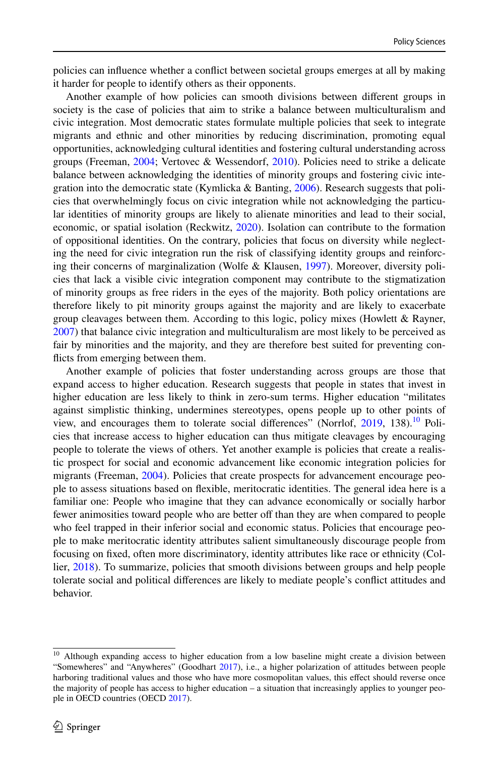policies can influence whether a conflict between societal groups emerges at all by making it harder for people to identify others as their opponents.

Another example of how policies can smooth divisions between different groups in society is the case of policies that aim to strike a balance between multiculturalism and civic integration. Most democratic states formulate multiple policies that seek to integrate migrants and ethnic and other minorities by reducing discrimination, promoting equal opportunities, acknowledging cultural identities and fostering cultural understanding across groups (Freeman, 2004; Vertovec & Wessendorf, 2010). Policies need to strike a delicate balance between acknowledging the identities of minority groups and fostering civic integration into the democratic state (Kymlicka & Banting, 2006). Research suggests that policies that overwhelmingly focus on civic integration while not acknowledging the particular identities of minority groups are likely to alienate minorities and lead to their social, economic, or spatial isolation (Reckwitz, 2020). Isolation can contribute to the formation of oppositional identities. On the contrary, policies that focus on diversity while neglecting the need for civic integration run the risk of classifying identity groups and reinforcing their concerns of marginalization (Wolfe & Klausen, 1997). Moreover, diversity policies that lack a visible civic integration component may contribute to the stigmatization of minority groups as free riders in the eyes of the majority. Both policy orientations are therefore likely to pit minority groups against the majority and are likely to exacerbate group cleavages between them. According to this logic, policy mixes (Howlett & Rayner, 2007) that balance civic integration and multiculturalism are most likely to be perceived as fair by minorities and the majority, and they are therefore best suited for preventing conflicts from emerging between them.

Another example of policies that foster understanding across groups are those that expand access to higher education. Research suggests that people in states that invest in higher education are less likely to think in zero-sum terms. Higher education "militates against simplistic thinking, undermines stereotypes, opens people up to other points of view, and encourages them to tolerate social differences" (Norrlof, 2019, 138).[10] Policies that increase access to higher education can thus mitigate cleavages by encouraging people to tolerate the views of others. Yet another example is policies that create a realistic prospect for social and economic advancement like economic integration policies for migrants (Freeman, 2004). Policies that create prospects for advancement encourage people to assess situations based on flexible, meritocratic identities. The general idea here is a familiar one: People who imagine that they can advance economically or socially harbor fewer animosities toward people who are better off than they are when compared to people who feel trapped in their inferior social and economic status. Policies that encourage people to make meritocratic identity attributes salient simultaneously discourage people from focusing on fixed, often more discriminatory, identity attributes like race or ethnicity (Collier, 2018). To summarize, policies that smooth divisions between groups and help people tolerate social and political differences are likely to mediate people's conflict attitudes and behavior.

[10] Although expanding access to higher education from a low baseline might create a division between "Somewheres" and "Anywheres" (Goodhart 2017), i.e., a higher polarization of attitudes between people harboring traditional values and those who have more cosmopolitan values, this effect should reverse once the majority of people has access to higher education – a situation that increasingly applies to younger people in OECD countries (OECD 2017).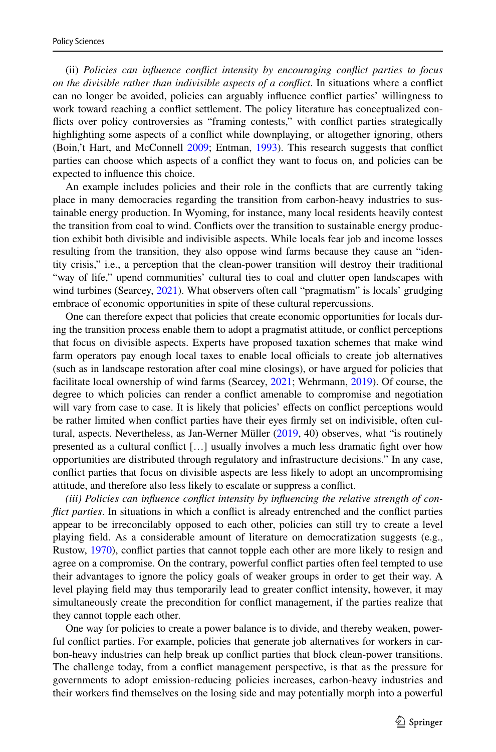(ii) *Policies can influence conflict intensity by encouraging conflict parties to focus on the divisible rather than indivisible aspects of a conflict*. In situations where a conflict can no longer be avoided, policies can arguably influence conflict parties' willingness to work toward reaching a conflict settlement. The policy literature has conceptualized conflicts over policy controversies as "framing contests," with conflict parties strategically highlighting some aspects of a conflict while downplaying, or altogether ignoring, others (Boin,'t Hart, and McConnell 2009; Entman, 1993). This research suggests that conflict parties can choose which aspects of a conflict they want to focus on, and policies can be expected to influence this choice.

An example includes policies and their role in the conflicts that are currently taking place in many democracies regarding the transition from carbon-heavy industries to sustainable energy production. In Wyoming, for instance, many local residents heavily contest the transition from coal to wind. Conflicts over the transition to sustainable energy production exhibit both divisible and indivisible aspects. While locals fear job and income losses resulting from the transition, they also oppose wind farms because they cause an "identity crisis," i.e., a perception that the clean-power transition will destroy their traditional "way of life," upend communities' cultural ties to coal and clutter open landscapes with wind turbines (Searcey, 2021). What observers often call "pragmatism" is locals' grudging embrace of economic opportunities in spite of these cultural repercussions.

One can therefore expect that policies that create economic opportunities for locals during the transition process enable them to adopt a pragmatist attitude, or conflict perceptions that focus on divisible aspects. Experts have proposed taxation schemes that make wind farm operators pay enough local taxes to enable local officials to create job alternatives (such as in landscape restoration after coal mine closings), or have argued for policies that facilitate local ownership of wind farms (Searcey, 2021; Wehrmann, 2019). Of course, the degree to which policies can render a conflict amenable to compromise and negotiation will vary from case to case. It is likely that policies' effects on conflict perceptions would be rather limited when conflict parties have their eyes firmly set on indivisible, often cultural, aspects. Nevertheless, as Jan-Werner Müller (2019, 40) observes, what "is routinely presented as a cultural conflict […] usually involves a much less dramatic fight over how opportunities are distributed through regulatory and infrastructure decisions." In any case, conflict parties that focus on divisible aspects are less likely to adopt an uncompromising attitude, and therefore also less likely to escalate or suppress a conflict.

*(iii) Policies can influence conflict intensity by influencing the relative strength of conflict parties*. In situations in which a conflict is already entrenched and the conflict parties appear to be irreconcilably opposed to each other, policies can still try to create a level playing field. As a considerable amount of literature on democratization suggests (e.g., Rustow, 1970), conflict parties that cannot topple each other are more likely to resign and agree on a compromise. On the contrary, powerful conflict parties often feel tempted to use their advantages to ignore the policy goals of weaker groups in order to get their way. A level playing field may thus temporarily lead to greater conflict intensity, however, it may simultaneously create the precondition for conflict management, if the parties realize that they cannot topple each other.

One way for policies to create a power balance is to divide, and thereby weaken, powerful conflict parties. For example, policies that generate job alternatives for workers in carbon-heavy industries can help break up conflict parties that block clean-power transitions. The challenge today, from a conflict management perspective, is that as the pressure for governments to adopt emission-reducing policies increases, carbon-heavy industries and their workers find themselves on the losing side and may potentially morph into a powerful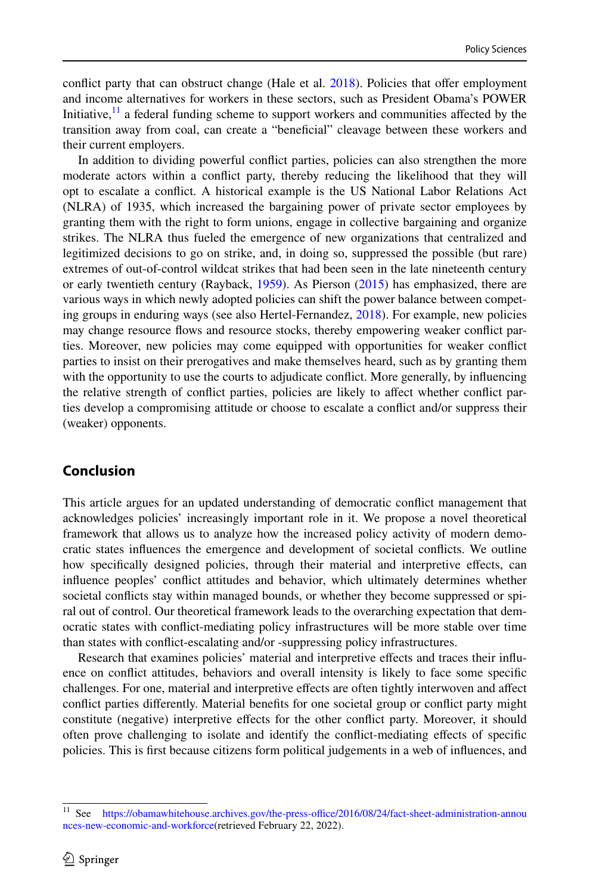conflict party that can obstruct change (Hale et al. 2018). Policies that offer employment and income alternatives for workers in these sectors, such as President Obama's POWER Initiative,[11] a federal funding scheme to support workers and communities affected by the transition away from coal, can create a "beneficial" cleavage between these workers and their current employers.

In addition to dividing powerful conflict parties, policies can also strengthen the more moderate actors within a conflict party, thereby reducing the likelihood that they will opt to escalate a conflict. A historical example is the US National Labor Relations Act (NLRA) of 1935, which increased the bargaining power of private sector employees by granting them with the right to form unions, engage in collective bargaining and organize strikes. The NLRA thus fueled the emergence of new organizations that centralized and legitimized decisions to go on strike, and, in doing so, suppressed the possible (but rare) extremes of out-of-control wildcat strikes that had been seen in the late nineteenth century or early twentieth century (Rayback, 1959). As Pierson (2015) has emphasized, there are various ways in which newly adopted policies can shift the power balance between competing groups in enduring ways (see also Hertel-Fernandez, 2018). For example, new policies may change resource flows and resource stocks, thereby empowering weaker conflict parties. Moreover, new policies may come equipped with opportunities for weaker conflict parties to insist on their prerogatives and make themselves heard, such as by granting them with the opportunity to use the courts to adjudicate conflict. More generally, by influencing the relative strength of conflict parties, policies are likely to affect whether conflict parties develop a compromising attitude or choose to escalate a conflict and/or suppress their (weaker) opponents.

## Conclusion

This article argues for an updated understanding of democratic conflict management that acknowledges policies' increasingly important role in it. We propose a novel theoretical framework that allows us to analyze how the increased policy activity of modern democratic states influences the emergence and development of societal conflicts. We outline how specifically designed policies, through their material and interpretive effects, can influence peoples' conflict attitudes and behavior, which ultimately determines whether societal conflicts stay within managed bounds, or whether they become suppressed or spiral out of control. Our theoretical framework leads to the overarching expectation that democratic states with conflict-mediating policy infrastructures will be more stable over time than states with conflict-escalating and/or -suppressing policy infrastructures.

Research that examines policies' material and interpretive effects and traces their influence on conflict attitudes, behaviors and overall intensity is likely to face some specific challenges. For one, material and interpretive effects are often tightly interwoven and affect conflict parties differently. Material benefits for one societal group or conflict party might constitute (negative) interpretive effects for the other conflict party. Moreover, it should often prove challenging to isolate and identify the conflict-mediating effects of specific policies. This is first because citizens form political judgements in a web of influences, and

[11] See https://obamawhitehouse.archives.gov/the-press-office/2016/08/24/fact-sheet-administration-announces-new-economic-and-workforce(retrieved February 22, 2022).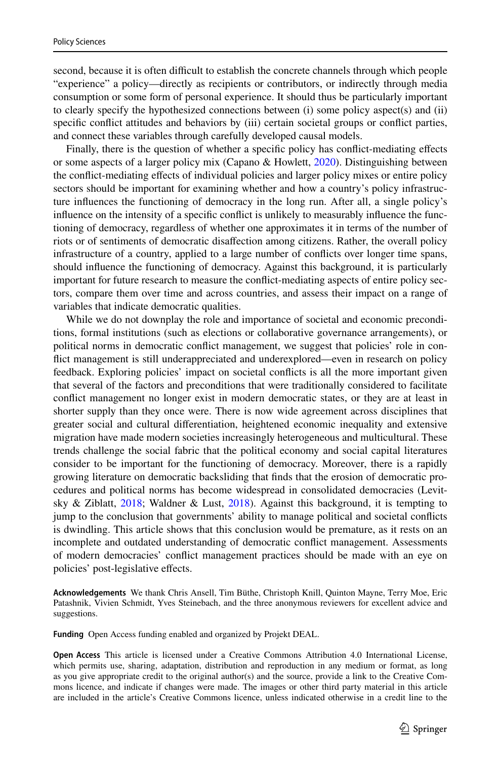second, because it is often difficult to establish the concrete channels through which people "experience" a policy—directly as recipients or contributors, or indirectly through media consumption or some form of personal experience. It should thus be particularly important to clearly specify the hypothesized connections between (i) some policy aspect(s) and (ii) specific conflict attitudes and behaviors by (iii) certain societal groups or conflict parties, and connect these variables through carefully developed causal models.

Finally, there is the question of whether a specific policy has conflict-mediating effects or some aspects of a larger policy mix (Capano & Howlett, 2020). Distinguishing between the conflict-mediating effects of individual policies and larger policy mixes or entire policy sectors should be important for examining whether and how a country's policy infrastructure influences the functioning of democracy in the long run. After all, a single policy's influence on the intensity of a specific conflict is unlikely to measurably influence the functioning of democracy, regardless of whether one approximates it in terms of the number of riots or of sentiments of democratic disaffection among citizens. Rather, the overall policy infrastructure of a country, applied to a large number of conflicts over longer time spans, should influence the functioning of democracy. Against this background, it is particularly important for future research to measure the conflict-mediating aspects of entire policy sectors, compare them over time and across countries, and assess their impact on a range of variables that indicate democratic qualities.

While we do not downplay the role and importance of societal and economic preconditions, formal institutions (such as elections or collaborative governance arrangements), or political norms in democratic conflict management, we suggest that policies' role in conflict management is still underappreciated and underexplored—even in research on policy feedback. Exploring policies' impact on societal conflicts is all the more important given that several of the factors and preconditions that were traditionally considered to facilitate conflict management no longer exist in modern democratic states, or they are at least in shorter supply than they once were. There is now wide agreement across disciplines that greater social and cultural differentiation, heightened economic inequality and extensive migration have made modern societies increasingly heterogeneous and multicultural. These trends challenge the social fabric that the political economy and social capital literatures consider to be important for the functioning of democracy. Moreover, there is a rapidly growing literature on democratic backsliding that finds that the erosion of democratic procedures and political norms has become widespread in consolidated democracies (Levitsky & Ziblatt, 2018; Waldner & Lust, 2018). Against this background, it is tempting to jump to the conclusion that governments' ability to manage political and societal conflicts is dwindling. This article shows that this conclusion would be premature, as it rests on an incomplete and outdated understanding of democratic conflict management. Assessments of modern democracies' conflict management practices should be made with an eye on policies' post-legislative effects.

**Acknowledgements** We thank Chris Ansell, Tim Büthe, Christoph Knill, Quinton Mayne, Terry Moe, Eric Patashnik, Vivien Schmidt, Yves Steinebach, and the three anonymous reviewers for excellent advice and suggestions.

**Funding** Open Access funding enabled and organized by Projekt DEAL.

**Open Access** This article is licensed under a Creative Commons Attribution 4.0 International License, which permits use, sharing, adaptation, distribution and reproduction in any medium or format, as long as you give appropriate credit to the original author(s) and the source, provide a link to the Creative Commons licence, and indicate if changes were made. The images or other third party material in this article are included in the article's Creative Commons licence, unless indicated otherwise in a credit line to the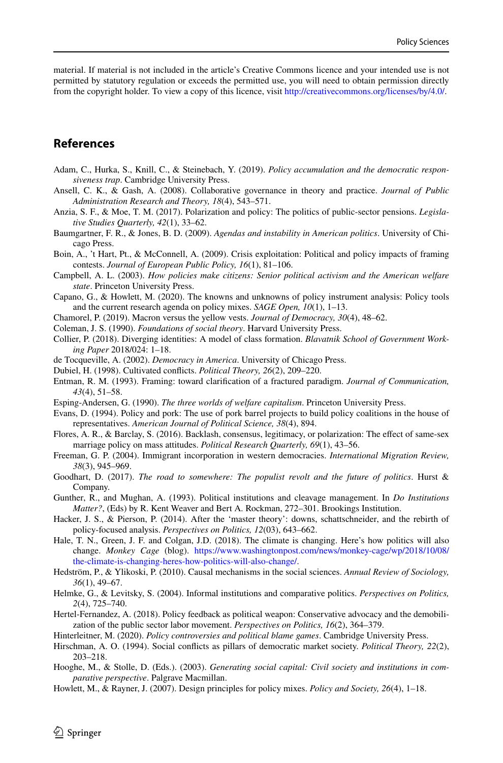material. If material is not included in the article's Creative Commons licence and your intended use is not permitted by statutory regulation or exceeds the permitted use, you will need to obtain permission directly from the copyright holder. To view a copy of this licence, visit http://creativecommons.org/licenses/by/4.0/.

## References

Adam, C., Hurka, S., Knill, C., & Steinebach, Y. (2019). *Policy accumulation and the democratic responsiveness trap*. Cambridge University Press.

Ansell, C. K., & Gash, A. (2008). Collaborative governance in theory and practice. *Journal of Public Administration Research and Theory, 18*(4), 543–571.

Anzia, S. F., & Moe, T. M. (2017). Polarization and policy: The politics of public-sector pensions. *Legislative Studies Quarterly, 42*(1), 33–62.

Baumgartner, F. R., & Jones, B. D. (2009). *Agendas and instability in American politics*. University of Chicago Press.

Boin, A., 't Hart, Pt., & McConnell, A. (2009). Crisis exploitation: Political and policy impacts of framing contests. *Journal of European Public Policy, 16*(1), 81–106.

Campbell, A. L. (2003). *How policies make citizens: Senior political activism and the American welfare state*. Princeton University Press.

Capano, G., & Howlett, M. (2020). The knowns and unknowns of policy instrument analysis: Policy tools and the current research agenda on policy mixes. *SAGE Open, 10*(1), 1–13.

Chamorel, P. (2019). Macron versus the yellow vests. *Journal of Democracy, 30*(4), 48–62.

Coleman, J. S. (1990). *Foundations of social theory*. Harvard University Press.

Collier, P. (2018). Diverging identities: A model of class formation. *Blavatnik School of Government Working Paper* 2018/024: 1–18.

de Tocqueville, A. (2002). *Democracy in America*. University of Chicago Press.

Dubiel, H. (1998). Cultivated conflicts. *Political Theory, 26*(2), 209–220.

Entman, R. M. (1993). Framing: toward clarification of a fractured paradigm. *Journal of Communication, 43*(4), 51–58.

Esping-Andersen, G. (1990). *The three worlds of welfare capitalism*. Princeton University Press.

Evans, D. (1994). Policy and pork: The use of pork barrel projects to build policy coalitions in the house of representatives. *American Journal of Political Science, 38*(4), 894.

Flores, A. R., & Barclay, S. (2016). Backlash, consensus, legitimacy, or polarization: The effect of same-sex marriage policy on mass attitudes. *Political Research Quarterly, 69*(1), 43–56.

Freeman, G. P. (2004). Immigrant incorporation in western democracies. *International Migration Review, 38*(3), 945–969.

Goodhart, D. (2017). *The road to somewhere: The populist revolt and the future of politics*. Hurst & Company.

Gunther, R., and Mughan, A. (1993). Political institutions and cleavage management. In *Do Institutions Matter?*, (Eds) by R. Kent Weaver and Bert A. Rockman, 272–301. Brookings Institution.

Hacker, J. S., & Pierson, P. (2014). After the 'master theory': downs, schattschneider, and the rebirth of policy-focused analysis. *Perspectives on Politics, 12*(03), 643–662.

Hale, T. N., Green, J. F. and Colgan, J.D. (2018). The climate is changing. Here's how politics will also change. *Monkey Cage* (blog). https://www.washingtonpost.com/news/monkey-cage/wp/2018/10/08/the-climate-is-changing-heres-how-politics-will-also-change/.

Hedström, P., & Ylikoski, P. (2010). Causal mechanisms in the social sciences. *Annual Review of Sociology, 36*(1), 49–67.

Helmke, G., & Levitsky, S. (2004). Informal institutions and comparative politics. *Perspectives on Politics, 2*(4), 725–740.

Hertel-Fernandez, A. (2018). Policy feedback as political weapon: Conservative advocacy and the demobilization of the public sector labor movement. *Perspectives on Politics, 16*(2), 364–379.

Hinterleitner, M. (2020). *Policy controversies and political blame games*. Cambridge University Press.

Hirschman, A. O. (1994). Social conflicts as pillars of democratic market society. *Political Theory, 22*(2), 203–218.

Hooghe, M., & Stolle, D. (Eds.). (2003). *Generating social capital: Civil society and institutions in comparative perspective*. Palgrave Macmillan.

Howlett, M., & Rayner, J. (2007). Design principles for policy mixes. *Policy and Society, 26*(4), 1–18.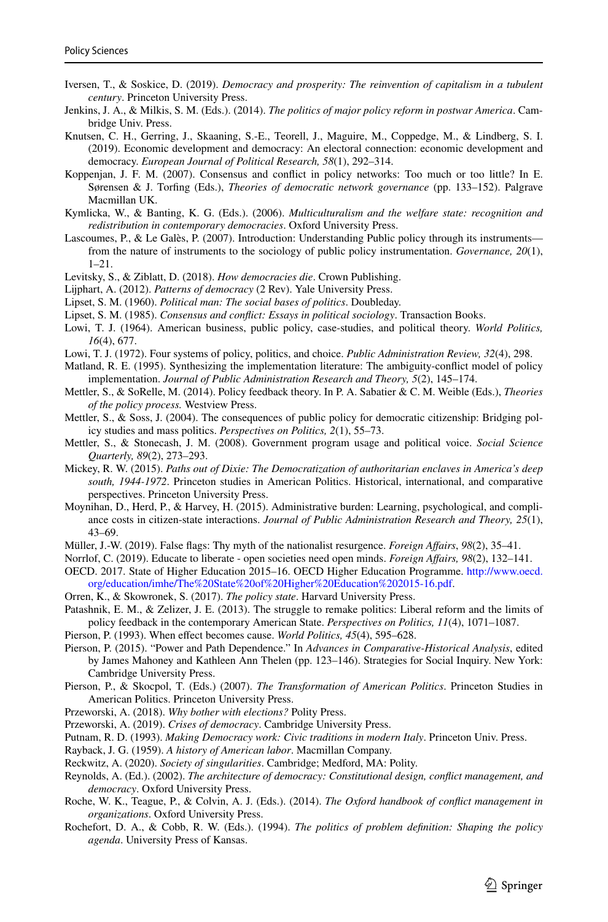Iversen, T., & Soskice, D. (2019). *Democracy and prosperity: The reinvention of capitalism in a tubulent century*. Princeton University Press.

Jenkins, J. A., & Milkis, S. M. (Eds.). (2014). *The politics of major policy reform in postwar America*. Cambridge Univ. Press.

Knutsen, C. H., Gerring, J., Skaaning, S.-E., Teorell, J., Maguire, M., Coppedge, M., & Lindberg, S. I. (2019). Economic development and democracy: An electoral connection: economic development and democracy. *European Journal of Political Research, 58*(1), 292–314.

Koppenjan, J. F. M. (2007). Consensus and conflict in policy networks: Too much or too little? In E. Sørensen & J. Torfing (Eds.), *Theories of democratic network governance* (pp. 133–152). Palgrave Macmillan UK.

Kymlicka, W., & Banting, K. G. (Eds.). (2006). *Multiculturalism and the welfare state: recognition and redistribution in contemporary democracies*. Oxford University Press.

Lascoumes, P., & Le Galès, P. (2007). Introduction: Understanding Public policy through its instruments—from the nature of instruments to the sociology of public policy instrumentation. *Governance, 20*(1), 1–21.

Levitsky, S., & Ziblatt, D. (2018). *How democracies die*. Crown Publishing.

Lijphart, A. (2012). *Patterns of democracy* (2 Rev). Yale University Press.

Lipset, S. M. (1960). *Political man: The social bases of politics*. Doubleday.

Lipset, S. M. (1985). *Consensus and conflict: Essays in political sociology*. Transaction Books.

Lowi, T. J. (1964). American business, public policy, case-studies, and political theory. *World Politics, 16*(4), 677.

Lowi, T. J. (1972). Four systems of policy, politics, and choice. *Public Administration Review, 32*(4), 298.

Matland, R. E. (1995). Synthesizing the implementation literature: The ambiguity-conflict model of policy implementation. *Journal of Public Administration Research and Theory, 5*(2), 145–174.

Mettler, S., & SoRelle, M. (2014). Policy feedback theory. In P. A. Sabatier & C. M. Weible (Eds.), *Theories of the policy process.* Westview Press.

Mettler, S., & Soss, J. (2004). The consequences of public policy for democratic citizenship: Bridging policy studies and mass politics. *Perspectives on Politics, 2*(1), 55–73.

Mettler, S., & Stonecash, J. M. (2008). Government program usage and political voice. *Social Science Quarterly, 89*(2), 273–293.

Mickey, R. W. (2015). *Paths out of Dixie: The Democratization of authoritarian enclaves in America's deep south, 1944-1972*. Princeton studies in American Politics. Historical, international, and comparative perspectives. Princeton University Press.

Moynihan, D., Herd, P., & Harvey, H. (2015). Administrative burden: Learning, psychological, and compliance costs in citizen-state interactions. *Journal of Public Administration Research and Theory, 25*(1), 43–69.

Müller, J.-W. (2019). False flags: Thy myth of the nationalist resurgence. *Foreign Affairs*, *98*(2), 35–41.

Norrlof, C. (2019). Educate to liberate - open societies need open minds. *Foreign Affairs, 98*(2), 132–141.

OECD. 2017. State of Higher Education 2015–16. OECD Higher Education Programme. http://www.oecd.org/education/imhe/The%20State%20of%20Higher%20Education%202015-16.pdf.

Orren, K., & Skowronek, S. (2017). *The policy state*. Harvard University Press.

Patashnik, E. M., & Zelizer, J. E. (2013). The struggle to remake politics: Liberal reform and the limits of policy feedback in the contemporary American State. *Perspectives on Politics, 11*(4), 1071–1087.

Pierson, P. (1993). When effect becomes cause. *World Politics, 45*(4), 595–628.

Pierson, P. (2015). "Power and Path Dependence." In *Advances in Comparative-Historical Analysis*, edited by James Mahoney and Kathleen Ann Thelen (pp. 123–146). Strategies for Social Inquiry. New York: Cambridge University Press.

Pierson, P., & Skocpol, T. (Eds.) (2007). *The Transformation of American Politics*. Princeton Studies in American Politics. Princeton University Press.

Przeworski, A. (2018). *Why bother with elections?* Polity Press.

Przeworski, A. (2019). *Crises of democracy*. Cambridge University Press.

Putnam, R. D. (1993). *Making Democracy work: Civic traditions in modern Italy*. Princeton Univ. Press.

Rayback, J. G. (1959). *A history of American labor*. Macmillan Company.

Reckwitz, A. (2020). *Society of singularities*. Cambridge; Medford, MA: Polity.

Reynolds, A. (Ed.). (2002). *The architecture of democracy: Constitutional design, conflict management, and democracy*. Oxford University Press.

Roche, W. K., Teague, P., & Colvin, A. J. (Eds.). (2014). *The Oxford handbook of conflict management in organizations*. Oxford University Press.

Rochefort, D. A., & Cobb, R. W. (Eds.). (1994). *The politics of problem definition: Shaping the policy agenda*. University Press of Kansas.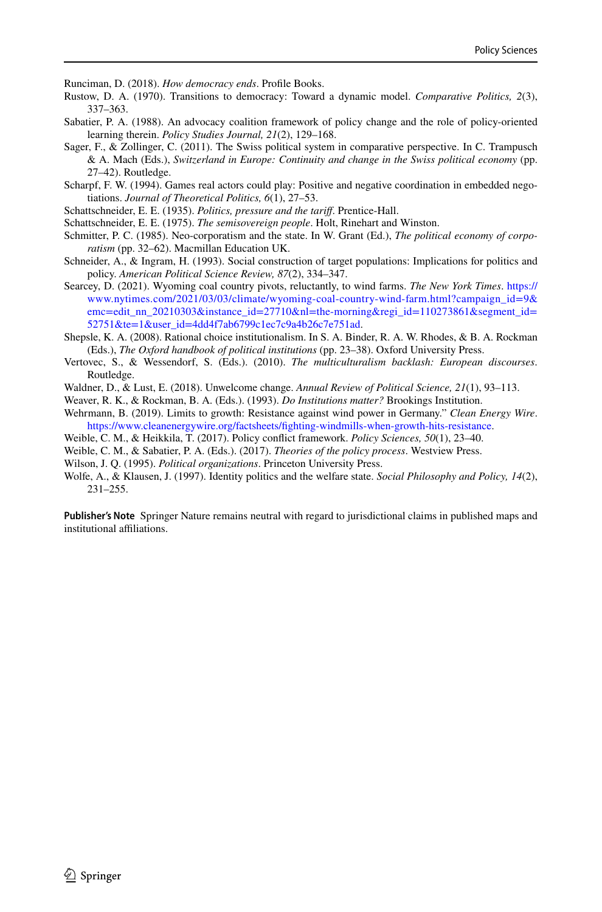Runciman, D. (2018). *How democracy ends*. Profile Books.

Rustow, D. A. (1970). Transitions to democracy: Toward a dynamic model. *Comparative Politics, 2*(3), 337–363.

Sabatier, P. A. (1988). An advocacy coalition framework of policy change and the role of policy-oriented learning therein. *Policy Studies Journal, 21*(2), 129–168.

Sager, F., & Zollinger, C. (2011). The Swiss political system in comparative perspective. In C. Trampusch & A. Mach (Eds.), *Switzerland in Europe: Continuity and change in the Swiss political economy* (pp. 27–42). Routledge.

Scharpf, F. W. (1994). Games real actors could play: Positive and negative coordination in embedded negotiations. *Journal of Theoretical Politics, 6*(1), 27–53.

Schattschneider, E. E. (1935). *Politics, pressure and the tariff*. Prentice-Hall.

Schattschneider, E. E. (1975). *The semisovereign people*. Holt, Rinehart and Winston.

Schmitter, P. C. (1985). Neo-corporatism and the state. In W. Grant (Ed.), *The political economy of corporatism* (pp. 32–62). Macmillan Education UK.

Schneider, A., & Ingram, H. (1993). Social construction of target populations: Implications for politics and policy. *American Political Science Review, 87*(2), 334–347.

Searcey, D. (2021). Wyoming coal country pivots, reluctantly, to wind farms. *The New York Times*. https://www.nytimes.com/2021/03/03/climate/wyoming-coal-country-wind-farm.html?campaign_id=9&emc=edit_nn_20210303&instance_id=27710&nl=the-morning&regi_id=110273861&segment_id=52751&te=1&user_id=4dd4f7ab6799c1ec7c9a4b26c7e751ad.

Shepsle, K. A. (2008). Rational choice institutionalism. In S. A. Binder, R. A. W. Rhodes, & B. A. Rockman (Eds.), *The Oxford handbook of political institutions* (pp. 23–38). Oxford University Press.

Vertovec, S., & Wessendorf, S. (Eds.). (2010). *The multiculturalism backlash: European discourses*. Routledge.

Waldner, D., & Lust, E. (2018). Unwelcome change. *Annual Review of Political Science, 21*(1), 93–113.

Weaver, R. K., & Rockman, B. A. (Eds.). (1993). *Do Institutions matter?* Brookings Institution.

Wehrmann, B. (2019). Limits to growth: Resistance against wind power in Germany." *Clean Energy Wire*. https://www.cleanenergywire.org/factsheets/fighting-windmills-when-growth-hits-resistance.

Weible, C. M., & Heikkila, T. (2017). Policy conflict framework. *Policy Sciences, 50*(1), 23–40.

Weible, C. M., & Sabatier, P. A. (Eds.). (2017). *Theories of the policy process*. Westview Press.

Wilson, J. Q. (1995). *Political organizations*. Princeton University Press.

Wolfe, A., & Klausen, J. (1997). Identity politics and the welfare state. *Social Philosophy and Policy, 14*(2), 231–255.

**Publisher's Note** Springer Nature remains neutral with regard to jurisdictional claims in published maps and institutional affiliations.